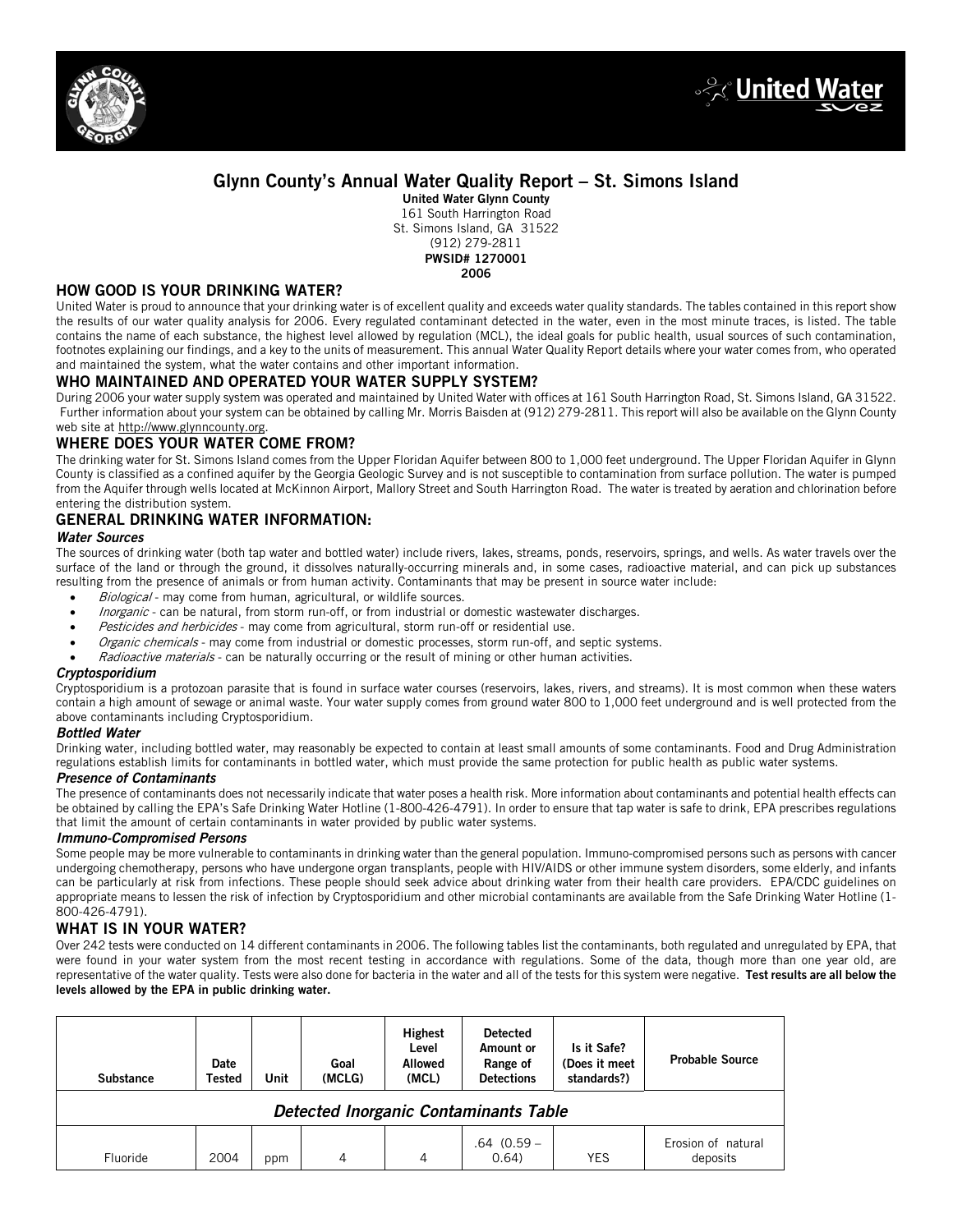# Glynn County's Annual Water Quality Report – St. Simons Island

**United Water Glynn County**
161 South Harrington Road
St. Simons Island, GA 31522
(912) 279-2811
**PWSID# 1270001**
**2006**

## HOW GOOD IS YOUR DRINKING WATER?

United Water is proud to announce that your drinking water is of excellent quality and exceeds water quality standards. The tables contained in this report show the results of our water quality analysis for 2006. Every regulated contaminant detected in the water, even in the most minute traces, is listed. The table contains the name of each substance, the highest level allowed by regulation (MCL), the ideal goals for public health, usual sources of such contamination, footnotes explaining our findings, and a key to the units of measurement. This annual Water Quality Report details where your water comes from, who operated and maintained the system, what the water contains and other important information.

## WHO MAINTAINED AND OPERATED YOUR WATER SUPPLY SYSTEM?

During 2006 your water supply system was operated and maintained by United Water with offices at 161 South Harrington Road, St. Simons Island, GA 31522. Further information about your system can be obtained by calling Mr. Morris Baisden at (912) 279-2811. This report will also be available on the Glynn County web site at http://www.glynncounty.org.

## WHERE DOES YOUR WATER COME FROM?

The drinking water for St. Simons Island comes from the Upper Floridan Aquifer between 800 to 1,000 feet underground. The Upper Floridan Aquifer in Glynn County is classified as a confined aquifer by the Georgia Geologic Survey and is not susceptible to contamination from surface pollution. The water is pumped from the Aquifer through wells located at McKinnon Airport, Mallory Street and South Harrington Road. The water is treated by aeration and chlorination before entering the distribution system.

## GENERAL DRINKING WATER INFORMATION:

### *Water Sources*

The sources of drinking water (both tap water and bottled water) include rivers, lakes, streams, ponds, reservoirs, springs, and wells. As water travels over the surface of the land or through the ground, it dissolves naturally-occurring minerals and, in some cases, radioactive material, and can pick up substances resulting from the presence of animals or from human activity. Contaminants that may be present in source water include:

- *Biological* - may come from human, agricultural, or wildlife sources.
- *Inorganic* - can be natural, from storm run-off, or from industrial or domestic wastewater discharges.
- *Pesticides and herbicides* - may come from agricultural, storm run-off or residential use.
- *Organic chemicals* - may come from industrial or domestic processes, storm run-off, and septic systems.
- *Radioactive materials* - can be naturally occurring or the result of mining or other human activities.

### *Cryptosporidium*

Cryptosporidium is a protozoan parasite that is found in surface water courses (reservoirs, lakes, rivers, and streams). It is most common when these waters contain a high amount of sewage or animal waste. Your water supply comes from ground water 800 to 1,000 feet underground and is well protected from the above contaminants including Cryptosporidium.

### *Bottled Water*

Drinking water, including bottled water, may reasonably be expected to contain at least small amounts of some contaminants. Food and Drug Administration regulations establish limits for contaminants in bottled water, which must provide the same protection for public health as public water systems.

### *Presence of Contaminants*

The presence of contaminants does not necessarily indicate that water poses a health risk. More information about contaminants and potential health effects can be obtained by calling the EPA's Safe Drinking Water Hotline (1-800-426-4791). In order to ensure that tap water is safe to drink, EPA prescribes regulations that limit the amount of certain contaminants in water provided by public water systems.

### *Immuno-Compromised Persons*

Some people may be more vulnerable to contaminants in drinking water than the general population. Immuno-compromised persons such as persons with cancer undergoing chemotherapy, persons who have undergone organ transplants, people with HIV/AIDS or other immune system disorders, some elderly, and infants can be particularly at risk from infections. These people should seek advice about drinking water from their health care providers. EPA/CDC guidelines on appropriate means to lessen the risk of infection by Cryptosporidium and other microbial contaminants are available from the Safe Drinking Water Hotline (1-800-426-4791).

## WHAT IS IN YOUR WATER?

Over 242 tests were conducted on 14 different contaminants in 2006. The following tables list the contaminants, both regulated and unregulated by EPA, that were found in your water system from the most recent testing in accordance with regulations. Some of the data, though more than one year old, are representative of the water quality. Tests were also done for bacteria in the water and all of the tests for this system were negative. **Test results are all below the levels allowed by the EPA in public drinking water.**

| Substance | Date Tested | Unit | Goal (MCLG) | Highest Level Allowed (MCL) | Detected Amount or Range of Detections | Is it Safe? (Does it meet standards?) | Probable Source |
|---|---|---|---|---|---|---|---|
| ***Detected Inorganic Contaminants Table*** | | | | | | | |
| Fluoride | 2004 | ppm | 4 | 4 | .64 (0.59 – 0.64) | YES | Erosion of natural deposits |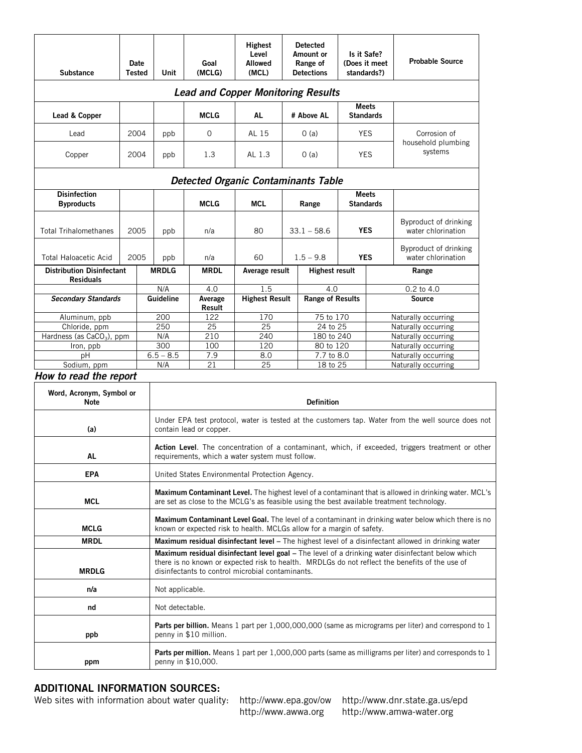| Substance | Date Tested | Unit | Goal (MCLG) | Highest Level Allowed (MCL) | Detected Amount or Range of Detections | Is it Safe? (Does it meet standards?) | Probable Source |
|---|---|---|---|---|---|---|---|
| ***Lead and Copper Monitoring Results*** | | | | | | | |
| **Lead & Copper** | | | **MCLG** | **AL** | **# Above AL** | **Meets Standards** | |
| Lead | 2004 | ppb | 0 | AL 15 | 0 (a) | YES | Corrosion of household plumbing systems |
| Copper | 2004 | ppb | 1.3 | AL 1.3 | 0 (a) | YES | |
| ***Detected Organic Contaminants Table*** | | | | | | | |
| **Disinfection Byproducts** | | | **MCLG** | **MCL** | **Range** | **Meets Standards** | |
| Total Trihalomethanes | 2005 | ppb | n/a | 80 | 33.1 – 58.6 | **YES** | Byproduct of drinking water chlorination |
| Total Haloacetic Acid | 2005 | ppb | n/a | 60 | 1.5 – 9.8 | **YES** | Byproduct of drinking water chlorination |

| Distribution Disinfectant Residuals | MRDLG | MRDL | Average result | Highest result | Range |
|---|---|---|---|---|---|
| | N/A | 4.0 | 1.5 | 4.0 | 0.2 to 4.0 |
| ***Secondary Standards*** | **Guideline** | **Average Result** | **Highest Result** | **Range of Results** | **Source** |
| Aluminum, ppb | 200 | 122 | 170 | 75 to 170 | Naturally occurring |
| Chloride, ppm | 250 | 25 | 25 | 24 to 25 | Naturally occurring |
| Hardness (as $CaCO_3$), ppm | N/A | 210 | 240 | 180 to 240 | Naturally occurring |
| Iron, ppb | 300 | 100 | 120 | 80 to 120 | Naturally occurring |
| pH | 6.5 – 8.5 | 7.9 | 8.0 | 7.7 to 8.0 | Naturally occurring |
| Sodium, ppm | N/A | 21 | 25 | 18 to 25 | Naturally occurring |

### *How to read the report*

| Word, Acronym, Symbol or Note | Definition |
|---|---|
| **(a)** | Under EPA test protocol, water is tested at the customers tap. Water from the well source does not contain lead or copper. |
| **AL** | **Action Level**. The concentration of a contaminant, which, if exceeded, triggers treatment or other requirements, which a water system must follow. |
| **EPA** | United States Environmental Protection Agency. |
| **MCL** | **Maximum Contaminant Level.** The highest level of a contaminant that is allowed in drinking water. MCL's are set as close to the MCLG's as feasible using the best available treatment technology. |
| **MCLG** | **Maximum Contaminant Level Goal.** The level of a contaminant in drinking water below which there is no known or expected risk to health. MCLGs allow for a margin of safety. |
| **MRDL** | **Maximum residual disinfectant level** – The highest level of a disinfectant allowed in drinking water |
| **MRDLG** | **Maximum residual disinfectant level goal** – The level of a drinking water disinfectant below which there is no known or expected risk to health. MRDLGs do not reflect the benefits of the use of disinfectants to control microbial contaminants. |
| **n/a** | Not applicable. |
| **nd** | Not detectable. |
| **ppb** | **Parts per billion.** Means 1 part per 1,000,000,000 (same as micrograms per liter) and correspond to 1 penny in $10 million. |
| **ppm** | **Parts per million.** Means 1 part per 1,000,000 parts (same as milligrams per liter) and corresponds to 1 penny in $10,000. |

## ADDITIONAL INFORMATION SOURCES:

Web sites with information about water quality: http://www.epa.gov/ow http://www.dnr.state.ga.us/epd http://www.awwa.org http://www.amwa-water.org